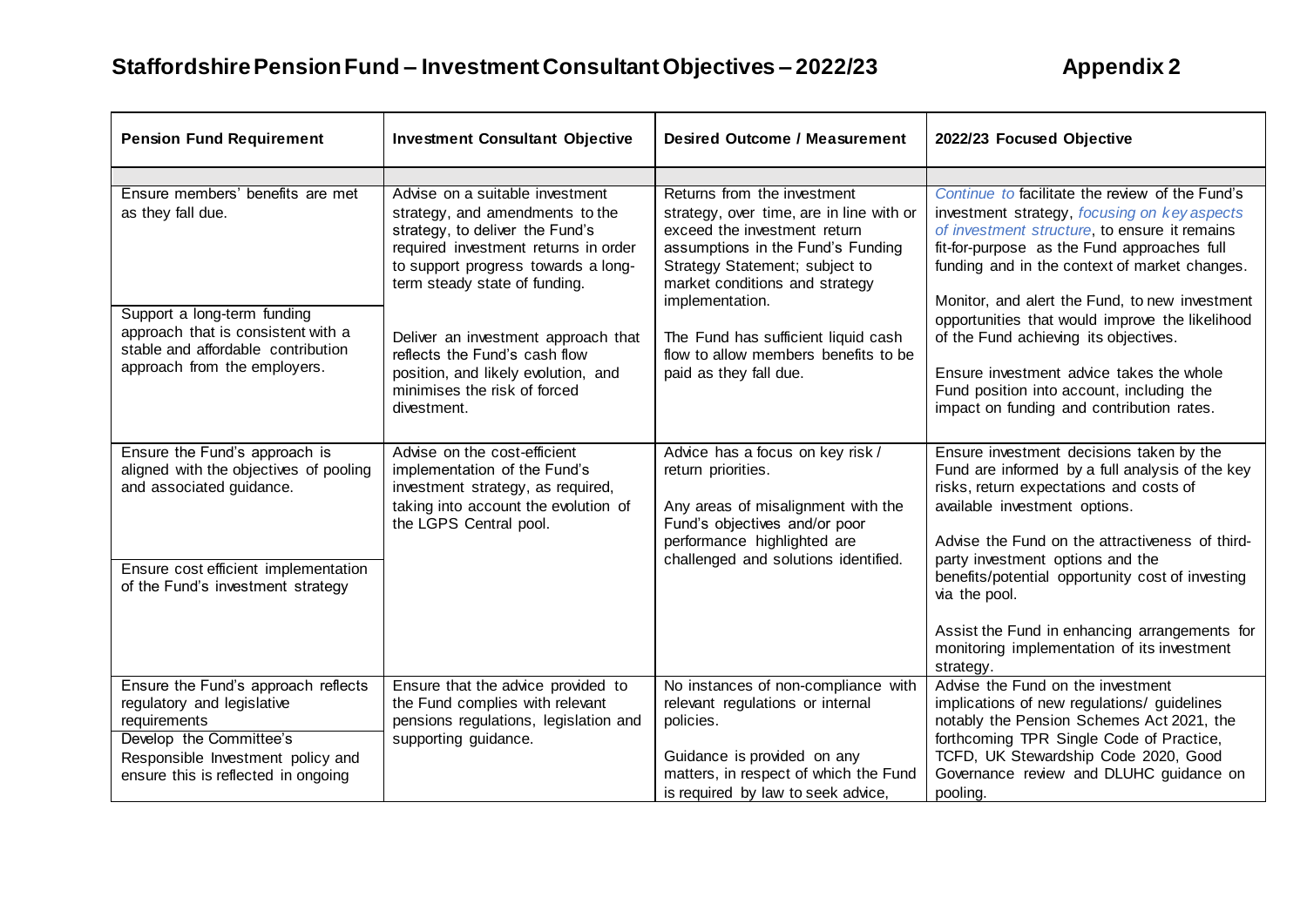# Staffordshire Pension Fund – Investment Consultant Objectives – 2022/23

**Appendix 2**

| Pension Fund Requirement | Investment Consultant Objective | Desired Outcome / Measurement | 2022/23 Focused Objective |
|---|---|---|---|
| | | | |
| Ensure members' benefits are met as they fall due.<br><br>Support a long-term funding approach that is consistent with a stable and affordable contribution approach from the employers. | Advise on a suitable investment strategy, and amendments to the strategy, to deliver the Fund's required investment returns in order to support progress towards a long-term steady state of funding.<br><br>Deliver an investment approach that reflects the Fund's cash flow position, and likely evolution, and minimises the risk of forced divestment. | Returns from the investment strategy, over time, are in line with or exceed the investment return assumptions in the Fund's Funding Strategy Statement; subject to market conditions and strategy implementation.<br><br>The Fund has sufficient liquid cash flow to allow members benefits to be paid as they fall due. | *Continue to* facilitate the review of the Fund's investment strategy, *focusing on key aspects of investment structure*, to ensure it remains fit-for-purpose as the Fund approaches full funding and in the context of market changes.<br><br>Monitor, and alert the Fund, to new investment opportunities that would improve the likelihood of the Fund achieving its objectives.<br><br>Ensure investment advice takes the whole Fund position into account, including the impact on funding and contribution rates. |
| Ensure the Fund's approach is aligned with the objectives of pooling and associated guidance.<br><br>Ensure cost efficient implementation of the Fund's investment strategy | Advise on the cost-efficient implementation of the Fund's investment strategy, as required, taking into account the evolution of the LGPS Central pool. | Advice has a focus on key risk / return priorities.<br><br>Any areas of misalignment with the Fund's objectives and/or poor performance highlighted are challenged and solutions identified. | Ensure investment decisions taken by the Fund are informed by a full analysis of the key risks, return expectations and costs of available investment options.<br><br>Advise the Fund on the attractiveness of third-party investment options and the benefits/potential opportunity cost of investing via the pool.<br><br>Assist the Fund in enhancing arrangements for monitoring implementation of its investment strategy. |
| Ensure the Fund's approach reflects regulatory and legislative requirements<br><br>Develop the Committee's Responsible Investment policy and ensure this is reflected in ongoing | Ensure that the advice provided to the Fund complies with relevant pensions regulations, legislation and supporting guidance. | No instances of non-compliance with relevant regulations or internal policies.<br><br>Guidance is provided on any matters, in respect of which the Fund is required by law to seek advice, | Advise the Fund on the investment implications of new regulations/ guidelines notably the Pension Schemes Act 2021, the forthcoming TPR Single Code of Practice, TCFD, UK Stewardship Code 2020, Good Governance review and DLUHC guidance on pooling. |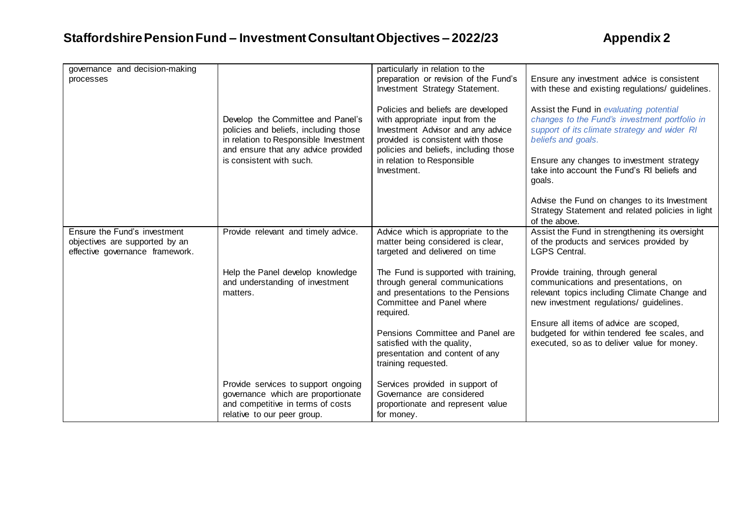# Staffordshire Pension Fund – Investment Consultant Objectives – 2022/23

## Appendix 2

| | | | |
|---|---|---|---|
| governance and decision-making processes | | particularly in relation to the preparation or revision of the Fund's Investment Strategy Statement. | Ensure any investment advice is consistent with these and existing regulations/ guidelines. |
| | Develop the Committee and Panel's policies and beliefs, including those in relation to Responsible Investment and ensure that any advice provided is consistent with such. | Policies and beliefs are developed with appropriate input from the Investment Advisor and any advice provided is consistent with those policies and beliefs, including those in relation to Responsible Investment. | Assist the Fund in *evaluating potential changes to the Fund's investment portfolio in support of its climate strategy and wider RI beliefs and goals.*<br><br>Ensure any changes to investment strategy take into account the Fund's RI beliefs and goals.<br><br>Advise the Fund on changes to its Investment Strategy Statement and related policies in light of the above. |
| Ensure the Fund's investment objectives are supported by an effective governance framework. | Provide relevant and timely advice. | Advice which is appropriate to the matter being considered is clear, targeted and delivered on time | Assist the Fund in strengthening its oversight of the products and services provided by LGPS Central. |
| | Help the Panel develop knowledge and understanding of investment matters. | The Fund is supported with training, through general communications and presentations to the Pensions Committee and Panel where required.<br><br>Pensions Committee and Panel are satisfied with the quality, presentation and content of any training requested. | Provide training, through general communications and presentations, on relevant topics including Climate Change and new investment regulations/ guidelines.<br><br>Ensure all items of advice are scoped, budgeted for within tendered fee scales, and executed, so as to deliver value for money. |
| | Provide services to support ongoing governance which are proportionate and competitive in terms of costs relative to our peer group. | Services provided in support of Governance are considered proportionate and represent value for money. | |